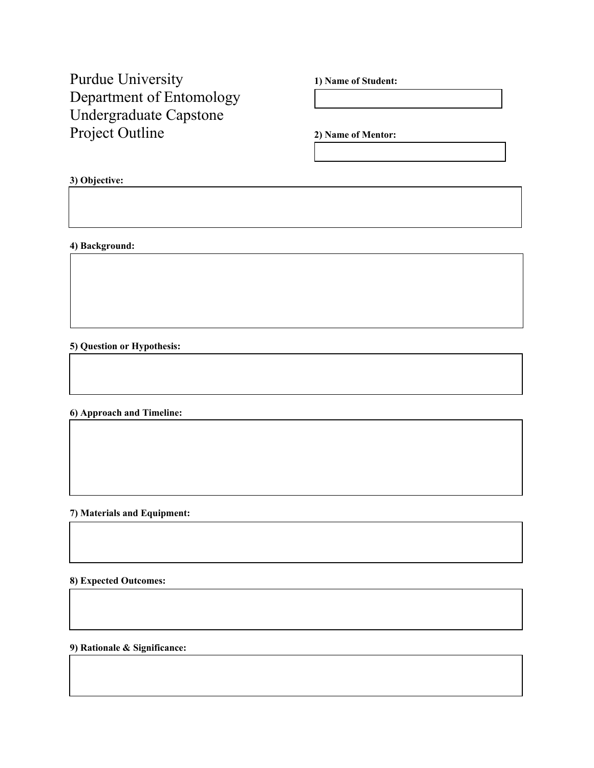# Purdue University
# Department of Entomology
# Undergraduate Capstone
# Project Outline

**1) Name of Student:**

**2) Name of Mentor:**

**3) Objective:**

**4) Background:**

**5) Question or Hypothesis:**

**6) Approach and Timeline:**

**7) Materials and Equipment:**

**8) Expected Outcomes:**

**9) Rationale & Significance:**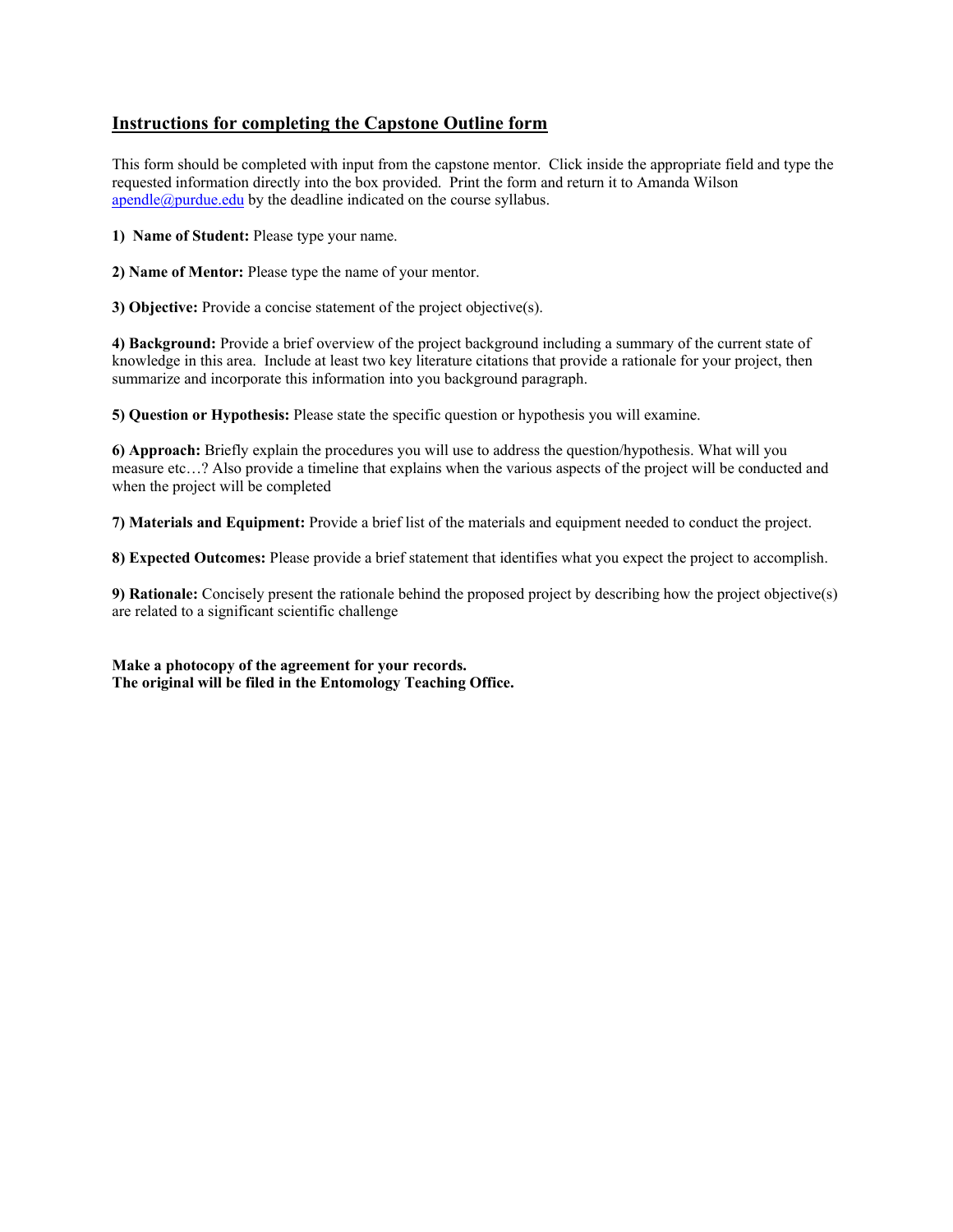## Instructions for completing the Capstone Outline form

This form should be completed with input from the capstone mentor. Click inside the appropriate field and type the requested information directly into the box provided. Print the form and return it to Amanda Wilson apendle@purdue.edu by the deadline indicated on the course syllabus.

**1) Name of Student:** Please type your name.

**2) Name of Mentor:** Please type the name of your mentor.

**3) Objective:** Provide a concise statement of the project objective(s).

**4) Background:** Provide a brief overview of the project background including a summary of the current state of knowledge in this area. Include at least two key literature citations that provide a rationale for your project, then summarize and incorporate this information into you background paragraph.

**5) Question or Hypothesis:** Please state the specific question or hypothesis you will examine.

**6) Approach:** Briefly explain the procedures you will use to address the question/hypothesis. What will you measure etc…? Also provide a timeline that explains when the various aspects of the project will be conducted and when the project will be completed

**7) Materials and Equipment:** Provide a brief list of the materials and equipment needed to conduct the project.

**8) Expected Outcomes:** Please provide a brief statement that identifies what you expect the project to accomplish.

**9) Rationale:** Concisely present the rationale behind the proposed project by describing how the project objective(s) are related to a significant scientific challenge

**Make a photocopy of the agreement for your records.**
**The original will be filed in the Entomology Teaching Office.**